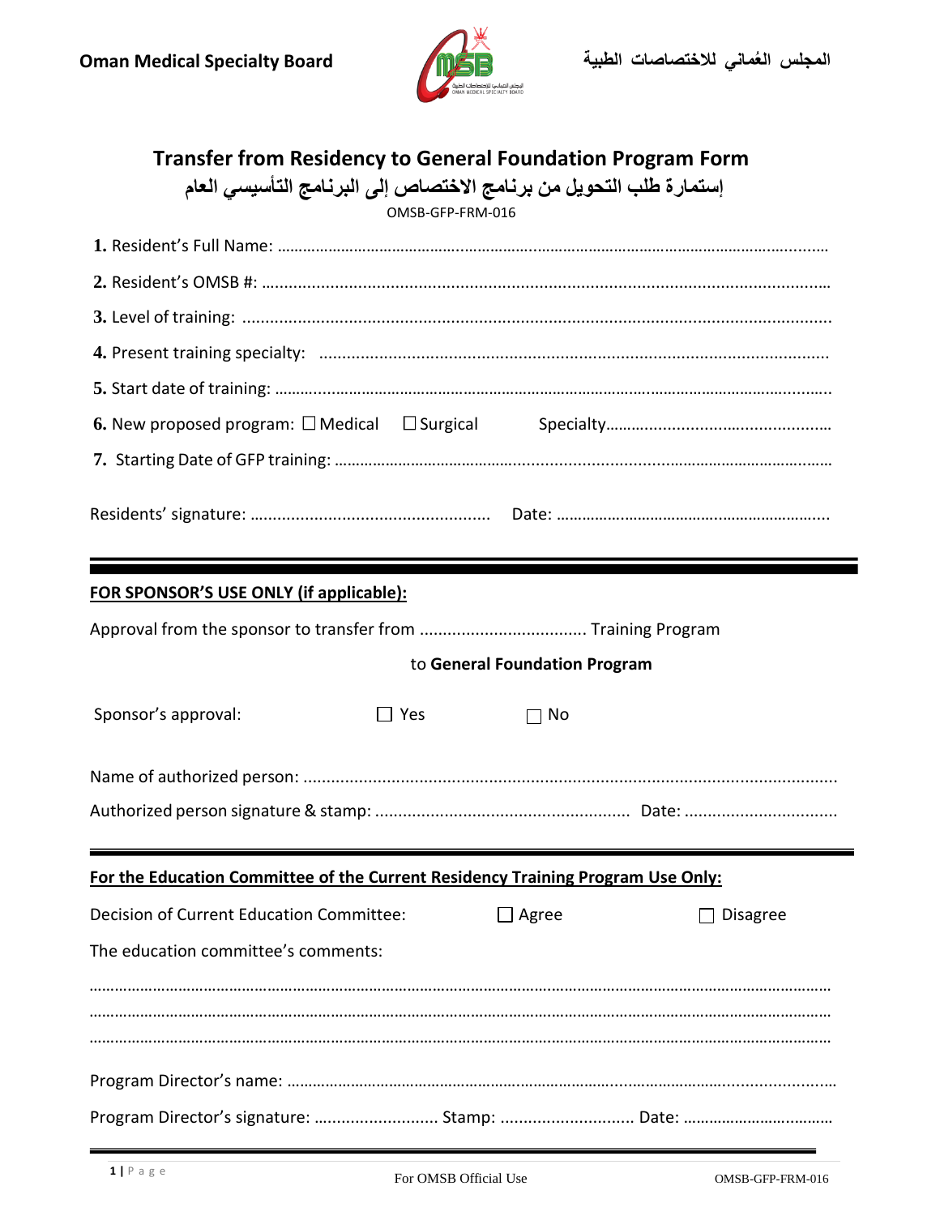Oman Medical Specialty Board

المجلس العُماني للاختصاصات الطبية

# Transfer from Residency to General Foundation Program Form

## إستمارة طلب التحويل من برنامج الاختصاص إلى البرنامج التأسيسي العام

OMSB-GFP-FRM-016

**1.** Resident's Full Name: ……………………………………………………………………………………………………………

**2.** Resident's OMSB #: ……………………………………………………………………………………………………………

**3.** Level of training: ……………………………………………………………………………………………………………

**4.** Present training specialty: ……………………………………………………………………………………………

**5.** Start date of training: ……………………………………………………………………………………………………

**6.** New proposed program: ☐ Medical ☐ Surgical Specialty…………………………………………

**7.** Starting Date of GFP training: ……………………………………………………………………………………

Residents' signature: …………………………………………… Date: …………………………………………………

---

**FOR SPONSOR'S USE ONLY (if applicable):**

Approval from the sponsor to transfer from ……………………………… Training Program

to **General Foundation Program**

Sponsor's approval: ☐ Yes ☐ No

Name of authorized person: ……………………………………………………………………………………………………

Authorized person signature & stamp: ……………………………………………… Date: ……………………………

---

**For the Education Committee of the Current Residency Training Program Use Only:**

Decision of Current Education Committee: ☐ Agree ☐ Disagree

The education committee's comments:

……………………………………………………………………………………………………………………………………………

……………………………………………………………………………………………………………………………………………

……………………………………………………………………………………………………………………………………………

Program Director's name: ……………………………………………………………………………………………………

Program Director's signature: …………………… Stamp: …………………… Date: ……………………………

For OMSB Official Use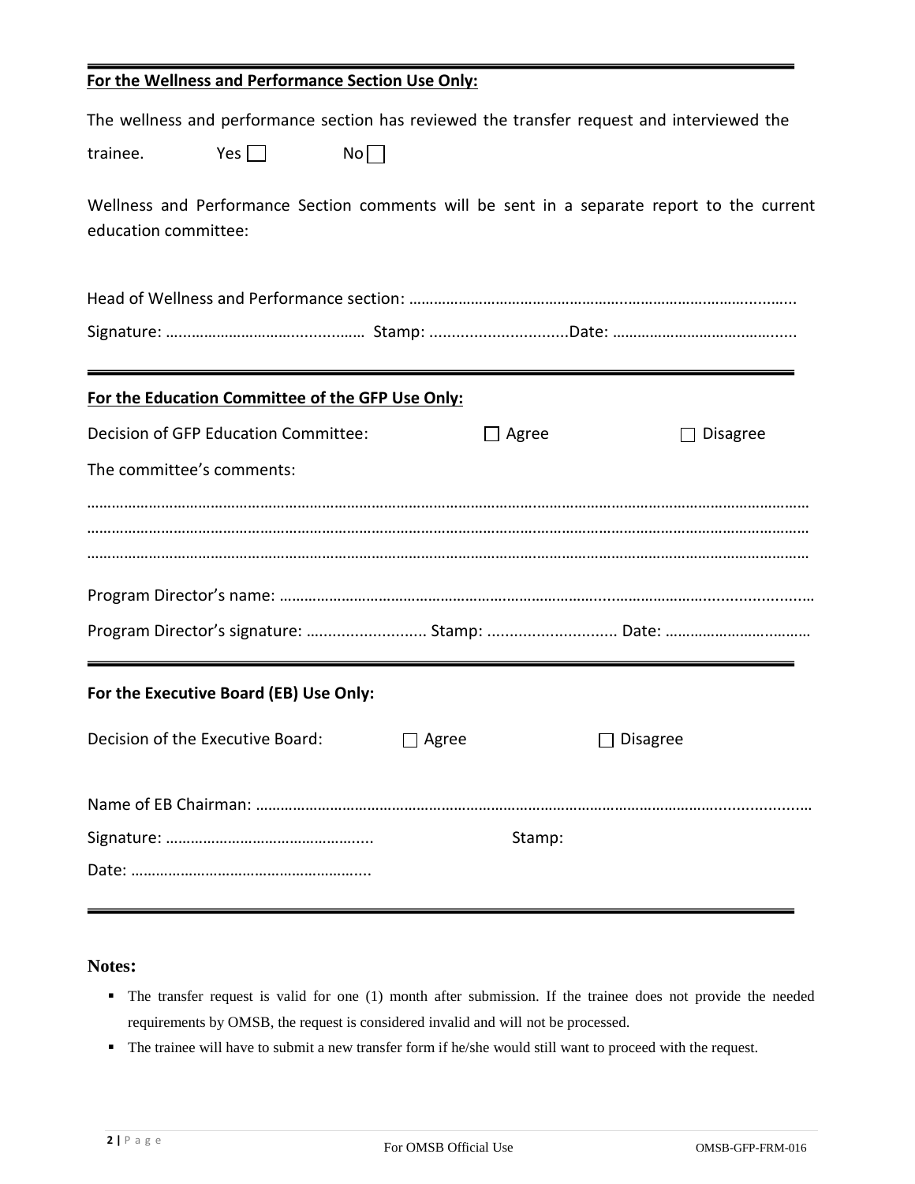**For the Wellness and Performance Section Use Only:**

The wellness and performance section has reviewed the transfer request and interviewed the trainee. Yes ☐ No ☐

Wellness and Performance Section comments will be sent in a separate report to the current education committee:

Head of Wellness and Performance section: ……………………………………………………………………………………

Signature: ………………………………………… Stamp: ...............................Date: …………………………………....

---

**For the Education Committee of the GFP Use Only:**

Decision of GFP Education Committee: ☐ Agree ☐ Disagree

The committee's comments:

…………………………………………………………………………………………………………………………………………………

…………………………………………………………………………………………………………………………………………………

…………………………………………………………………………………………………………………………………………………

Program Director's name: ……………………………………………………………………………………………………………

Program Director's signature: ……..................... Stamp: ............................. Date: ………………………………

---

**For the Executive Board (EB) Use Only:**

Decision of the Executive Board: ☐ Agree ☐ Disagree

Name of EB Chairman: ……………………………………………………………………………………………………………………

Signature: ………………………………………….... Stamp:

Date: …………………………………………………....

---

**Notes:**

- The transfer request is valid for one (1) month after submission. If the trainee does not provide the needed requirements by OMSB, the request is considered invalid and will not be processed.
- The trainee will have to submit a new transfer form if he/she would still want to proceed with the request.